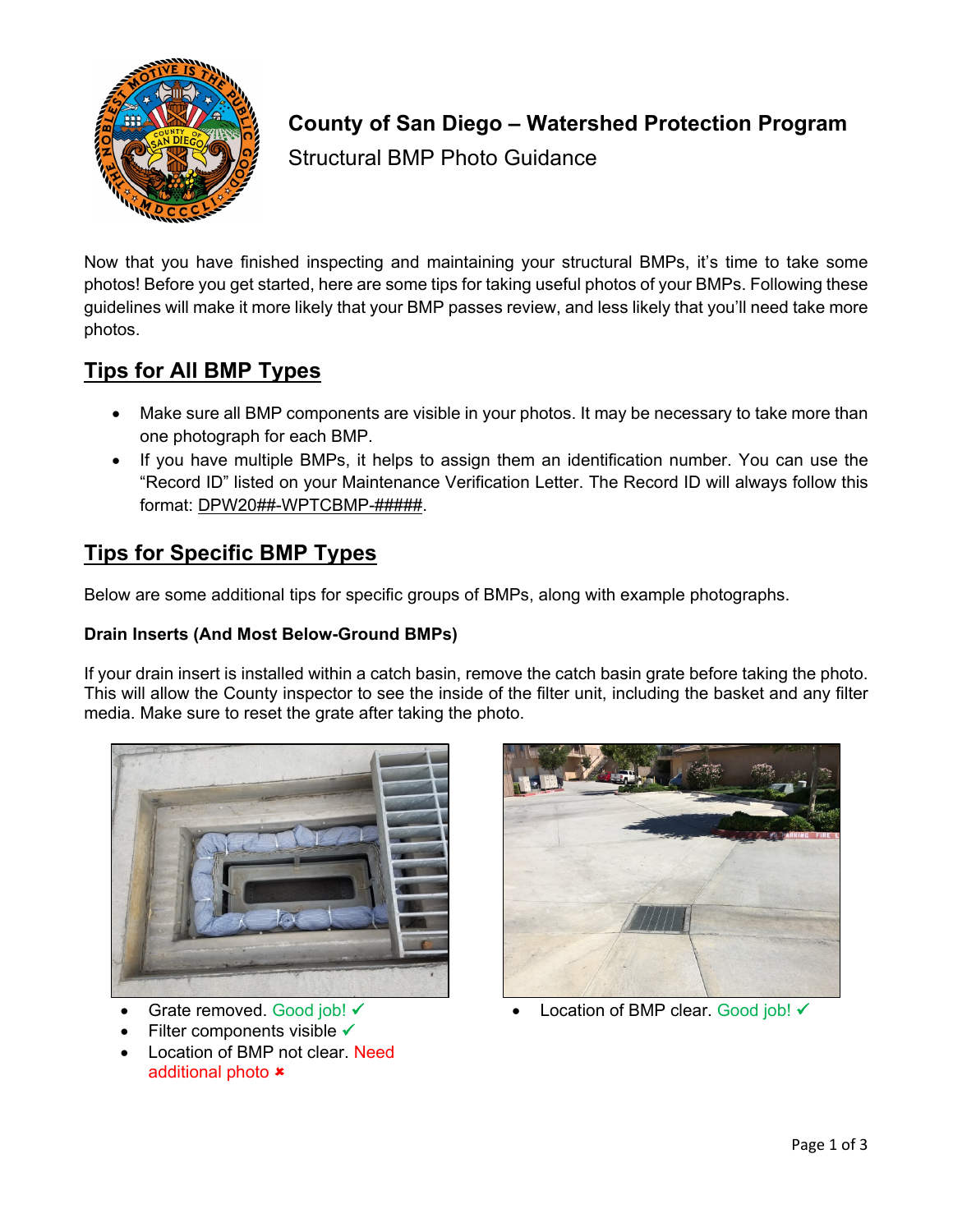# County of San Diego – Watershed Protection Program

Structural BMP Photo Guidance

Now that you have finished inspecting and maintaining your structural BMPs, it's time to take some photos! Before you get started, here are some tips for taking useful photos of your BMPs. Following these guidelines will make it more likely that your BMP passes review, and less likely that you'll need take more photos.

## Tips for All BMP Types

- Make sure all BMP components are visible in your photos. It may be necessary to take more than one photograph for each BMP.
- If you have multiple BMPs, it helps to assign them an identification number. You can use the "Record ID" listed on your Maintenance Verification Letter. The Record ID will always follow this format: DPW20##-WPTCBMP-#####.

## Tips for Specific BMP Types

Below are some additional tips for specific groups of BMPs, along with example photographs.

### Drain Inserts (And Most Below-Ground BMPs)

If your drain insert is installed within a catch basin, remove the catch basin grate before taking the photo. This will allow the County inspector to see the inside of the filter unit, including the basket and any filter media. Make sure to reset the grate after taking the photo.

- Grate removed. Good job! ✓
- Filter components visible ✓
- Location of BMP not clear. Need additional photo ✖

- Location of BMP clear. Good job! ✓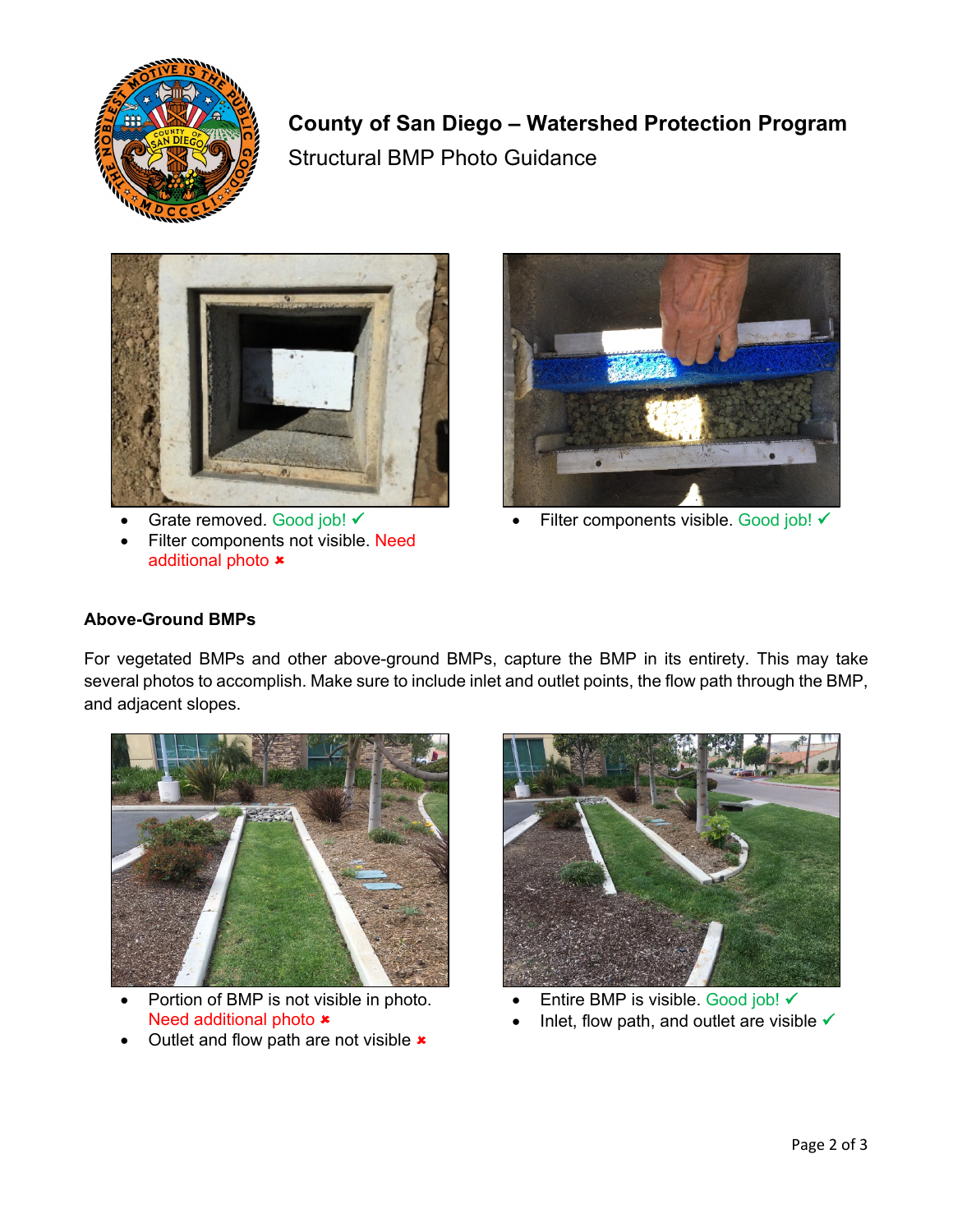# County of San Diego – Watershed Protection Program

Structural BMP Photo Guidance

- Grate removed. Good job! ✓
- Filter components not visible. Need additional photo ✖

- Filter components visible. Good job! ✓

### Above-Ground BMPs

For vegetated BMPs and other above-ground BMPs, capture the BMP in its entirety. This may take several photos to accomplish. Make sure to include inlet and outlet points, the flow path through the BMP, and adjacent slopes.

- Portion of BMP is not visible in photo. Need additional photo ✖
- Outlet and flow path are not visible ✖

- Entire BMP is visible. Good job! ✓
- Inlet, flow path, and outlet are visible ✓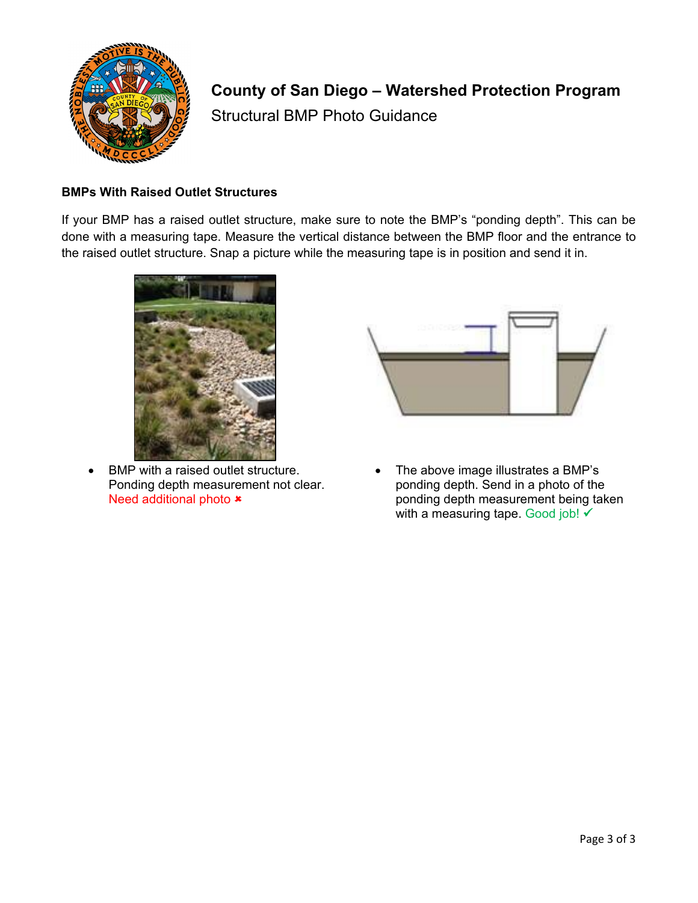# County of San Diego – Watershed Protection Program

Structural BMP Photo Guidance

**BMPs With Raised Outlet Structures**

If your BMP has a raised outlet structure, make sure to note the BMP's "ponding depth". This can be done with a measuring tape. Measure the vertical distance between the BMP floor and the entrance to the raised outlet structure. Snap a picture while the measuring tape is in position and send it in.

- BMP with a raised outlet structure. Ponding depth measurement not clear. Need additional photo ✘

- The above image illustrates a BMP's ponding depth. Send in a photo of the ponding depth measurement being taken with a measuring tape. Good job! ✓